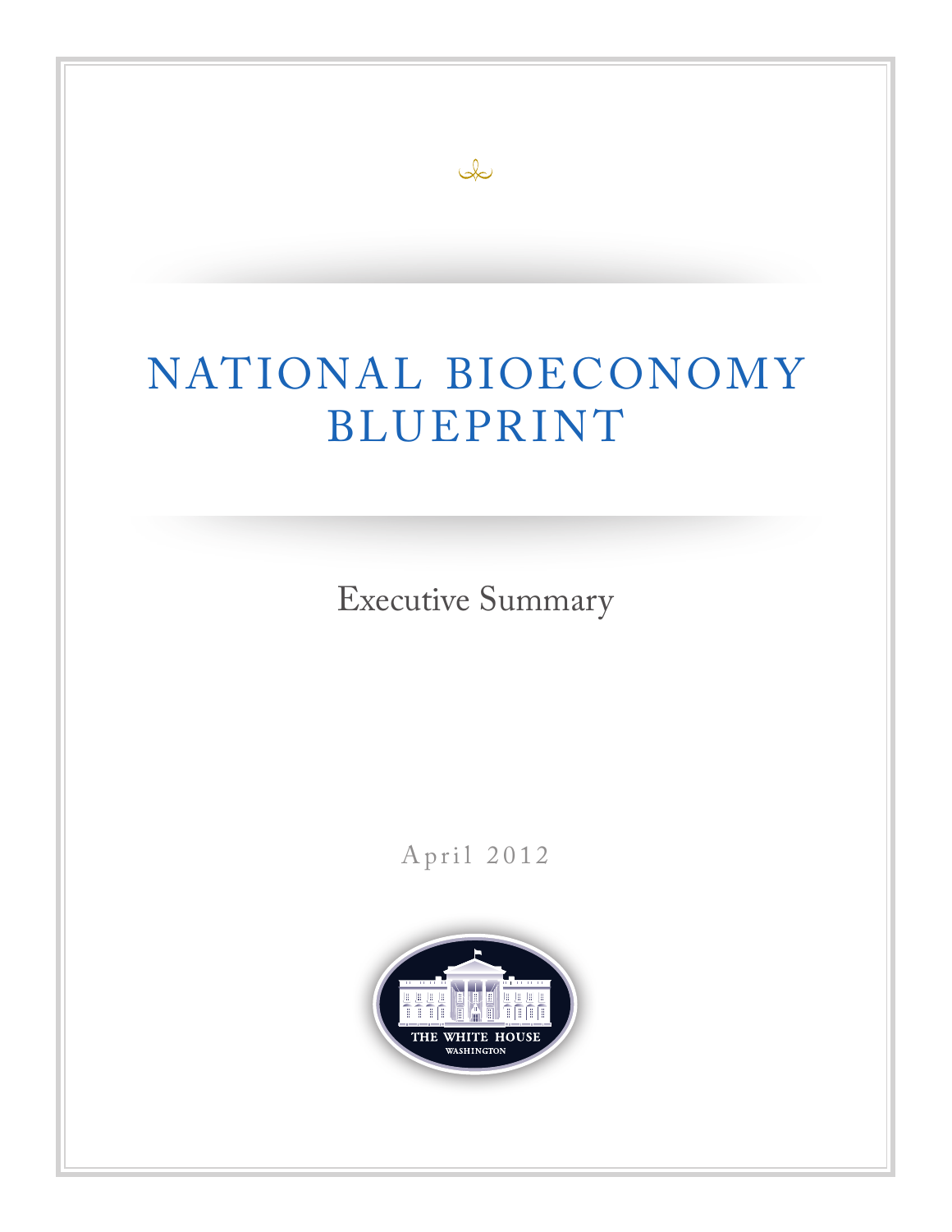# NATIONAL BIOECONOMY BLUEPRINT

## Executive Summary

April 2012

THE WHITE HOUSE
WASHINGTON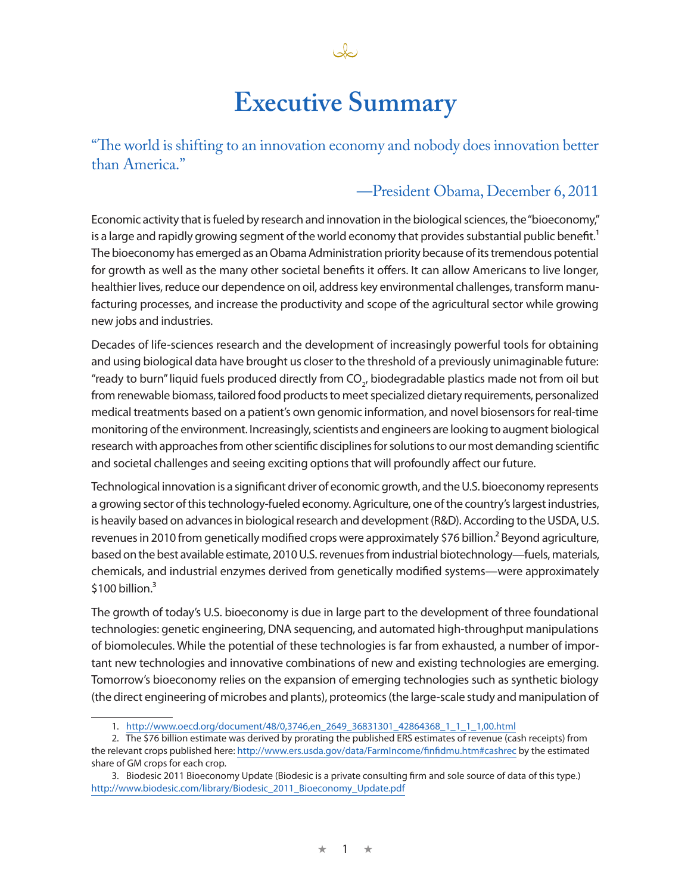# Executive Summary

"The world is shifting to an innovation economy and nobody does innovation better than America."

—President Obama, December 6, 2011

Economic activity that is fueled by research and innovation in the biological sciences, the "bioeconomy," is a large and rapidly growing segment of the world economy that provides substantial public benefit.[1] The bioeconomy has emerged as an Obama Administration priority because of its tremendous potential for growth as well as the many other societal benefits it offers. It can allow Americans to live longer, healthier lives, reduce our dependence on oil, address key environmental challenges, transform manufacturing processes, and increase the productivity and scope of the agricultural sector while growing new jobs and industries.

Decades of life-sciences research and the development of increasingly powerful tools for obtaining and using biological data have brought us closer to the threshold of a previously unimaginable future: "ready to burn" liquid fuels produced directly from $CO_2$, biodegradable plastics made not from oil but from renewable biomass, tailored food products to meet specialized dietary requirements, personalized medical treatments based on a patient's own genomic information, and novel biosensors for real-time monitoring of the environment. Increasingly, scientists and engineers are looking to augment biological research with approaches from other scientific disciplines for solutions to our most demanding scientific and societal challenges and seeing exciting options that will profoundly affect our future.

Technological innovation is a significant driver of economic growth, and the U.S. bioeconomy represents a growing sector of this technology-fueled economy. Agriculture, one of the country's largest industries, is heavily based on advances in biological research and development (R&D). According to the USDA, U.S. revenues in 2010 from genetically modified crops were approximately $76 billion.[2] Beyond agriculture, based on the best available estimate, 2010 U.S. revenues from industrial biotechnology—fuels, materials, chemicals, and industrial enzymes derived from genetically modified systems—were approximately $100 billion.[3]

The growth of today's U.S. bioeconomy is due in large part to the development of three foundational technologies: genetic engineering, DNA sequencing, and automated high-throughput manipulations of biomolecules. While the potential of these technologies is far from exhausted, a number of important new technologies and innovative combinations of new and existing technologies are emerging. Tomorrow's bioeconomy relies on the expansion of emerging technologies such as synthetic biology (the direct engineering of microbes and plants), proteomics (the large-scale study and manipulation of

---

1. http://www.oecd.org/document/48/0,3746,en_2649_36831301_42864368_1_1_1_1,00.html

2. The $76 billion estimate was derived by prorating the published ERS estimates of revenue (cash receipts) from the relevant crops published here: http://www.ers.usda.gov/data/FarmIncome/finfidmu.htm#cashrec by the estimated share of GM crops for each crop.

3. Biodesic 2011 Bioeconomy Update (Biodesic is a private consulting firm and sole source of data of this type.) http://www.biodesic.com/library/Biodesic_2011_Bioeconomy_Update.pdf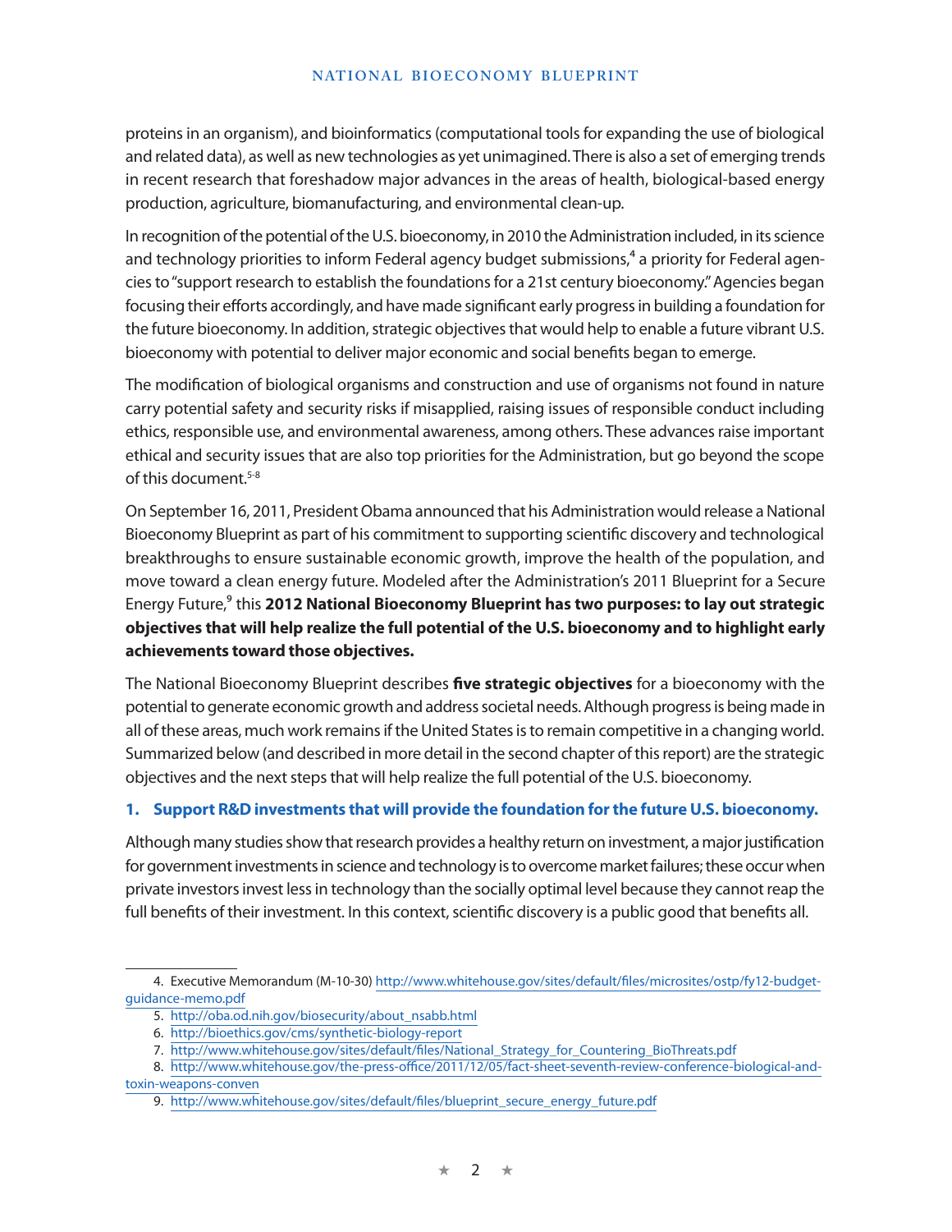proteins in an organism), and bioinformatics (computational tools for expanding the use of biological and related data), as well as new technologies as yet unimagined. There is also a set of emerging trends in recent research that foreshadow major advances in the areas of health, biological-based energy production, agriculture, biomanufacturing, and environmental clean-up.

In recognition of the potential of the U.S. bioeconomy, in 2010 the Administration included, in its science and technology priorities to inform Federal agency budget submissions,[4] a priority for Federal agencies to "support research to establish the foundations for a 21st century bioeconomy." Agencies began focusing their efforts accordingly, and have made significant early progress in building a foundation for the future bioeconomy. In addition, strategic objectives that would help to enable a future vibrant U.S. bioeconomy with potential to deliver major economic and social benefits began to emerge.

The modification of biological organisms and construction and use of organisms not found in nature carry potential safety and security risks if misapplied, raising issues of responsible conduct including ethics, responsible use, and environmental awareness, among others. These advances raise important ethical and security issues that are also top priorities for the Administration, but go beyond the scope of this document.[5-8]

On September 16, 2011, President Obama announced that his Administration would release a National Bioeconomy Blueprint as part of his commitment to supporting scientific discovery and technological breakthroughs to ensure sustainable economic growth, improve the health of the population, and move toward a clean energy future. Modeled after the Administration's 2011 Blueprint for a Secure Energy Future,[9] this **2012 National Bioeconomy Blueprint has two purposes: to lay out strategic objectives that will help realize the full potential of the U.S. bioeconomy and to highlight early achievements toward those objectives.**

The National Bioeconomy Blueprint describes **five strategic objectives** for a bioeconomy with the potential to generate economic growth and address societal needs. Although progress is being made in all of these areas, much work remains if the United States is to remain competitive in a changing world. Summarized below (and described in more detail in the second chapter of this report) are the strategic objectives and the next steps that will help realize the full potential of the U.S. bioeconomy.

### 1. Support R&D investments that will provide the foundation for the future U.S. bioeconomy.

Although many studies show that research provides a healthy return on investment, a major justification for government investments in science and technology is to overcome market failures; these occur when private investors invest less in technology than the socially optimal level because they cannot reap the full benefits of their investment. In this context, scientific discovery is a public good that benefits all.

---

4. Executive Memorandum (M-10-30) http://www.whitehouse.gov/sites/default/files/microsites/ostp/fy12-budget-guidance-memo.pdf
5. http://oba.od.nih.gov/biosecurity/about_nsabb.html
6. http://bioethics.gov/cms/synthetic-biology-report
7. http://www.whitehouse.gov/sites/default/files/National_Strategy_for_Countering_BioThreats.pdf
8. http://www.whitehouse.gov/the-press-office/2011/12/05/fact-sheet-seventh-review-conference-biological-and-toxin-weapons-conven
9. http://www.whitehouse.gov/sites/default/files/blueprint_secure_energy_future.pdf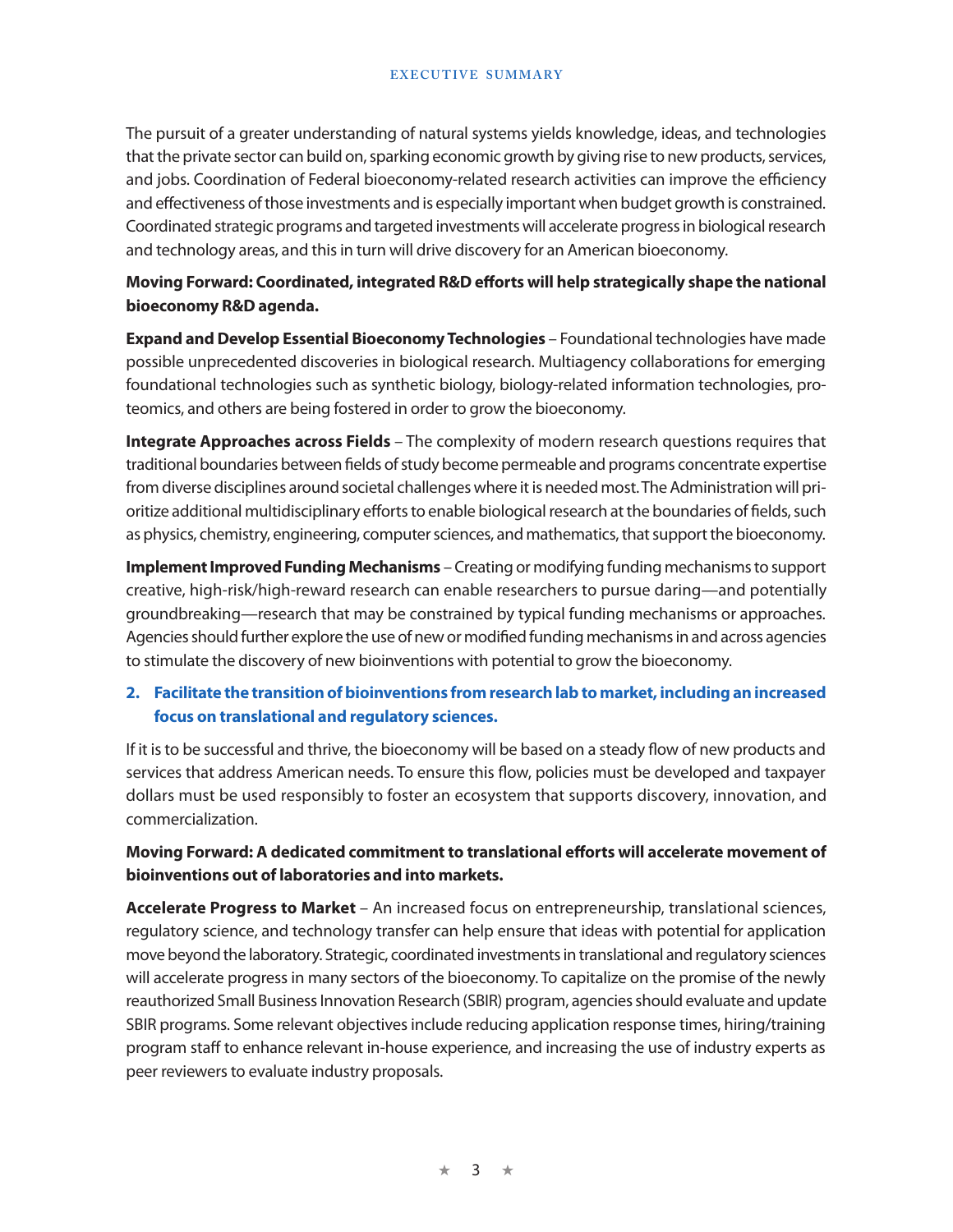The pursuit of a greater understanding of natural systems yields knowledge, ideas, and technologies that the private sector can build on, sparking economic growth by giving rise to new products, services, and jobs. Coordination of Federal bioeconomy-related research activities can improve the efficiency and effectiveness of those investments and is especially important when budget growth is constrained. Coordinated strategic programs and targeted investments will accelerate progress in biological research and technology areas, and this in turn will drive discovery for an American bioeconomy.

**Moving Forward: Coordinated, integrated R&D efforts will help strategically shape the national bioeconomy R&D agenda.**

**Expand and Develop Essential Bioeconomy Technologies** – Foundational technologies have made possible unprecedented discoveries in biological research. Multiagency collaborations for emerging foundational technologies such as synthetic biology, biology-related information technologies, proteomics, and others are being fostered in order to grow the bioeconomy.

**Integrate Approaches across Fields** – The complexity of modern research questions requires that traditional boundaries between fields of study become permeable and programs concentrate expertise from diverse disciplines around societal challenges where it is needed most. The Administration will prioritize additional multidisciplinary efforts to enable biological research at the boundaries of fields, such as physics, chemistry, engineering, computer sciences, and mathematics, that support the bioeconomy.

**Implement Improved Funding Mechanisms** – Creating or modifying funding mechanisms to support creative, high-risk/high-reward research can enable researchers to pursue daring—and potentially groundbreaking—research that may be constrained by typical funding mechanisms or approaches. Agencies should further explore the use of new or modified funding mechanisms in and across agencies to stimulate the discovery of new bioinventions with potential to grow the bioeconomy.

2. **Facilitate the transition of bioinventions from research lab to market, including an increased focus on translational and regulatory sciences.**

If it is to be successful and thrive, the bioeconomy will be based on a steady flow of new products and services that address American needs. To ensure this flow, policies must be developed and taxpayer dollars must be used responsibly to foster an ecosystem that supports discovery, innovation, and commercialization.

**Moving Forward: A dedicated commitment to translational efforts will accelerate movement of bioinventions out of laboratories and into markets.**

**Accelerate Progress to Market** – An increased focus on entrepreneurship, translational sciences, regulatory science, and technology transfer can help ensure that ideas with potential for application move beyond the laboratory. Strategic, coordinated investments in translational and regulatory sciences will accelerate progress in many sectors of the bioeconomy. To capitalize on the promise of the newly reauthorized Small Business Innovation Research (SBIR) program, agencies should evaluate and update SBIR programs. Some relevant objectives include reducing application response times, hiring/training program staff to enhance relevant in-house experience, and increasing the use of industry experts as peer reviewers to evaluate industry proposals.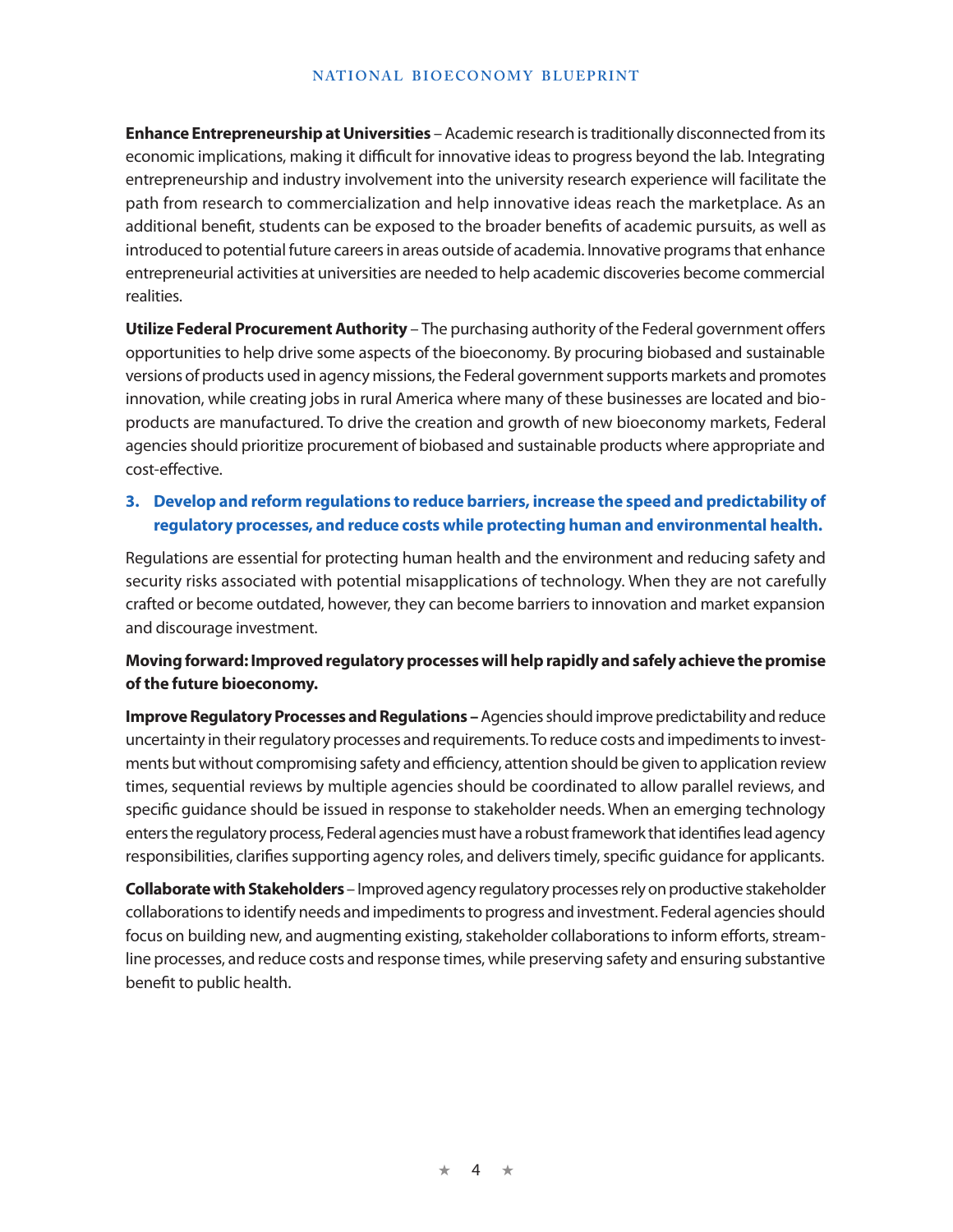**Enhance Entrepreneurship at Universities** – Academic research is traditionally disconnected from its economic implications, making it difficult for innovative ideas to progress beyond the lab. Integrating entrepreneurship and industry involvement into the university research experience will facilitate the path from research to commercialization and help innovative ideas reach the marketplace. As an additional benefit, students can be exposed to the broader benefits of academic pursuits, as well as introduced to potential future careers in areas outside of academia. Innovative programs that enhance entrepreneurial activities at universities are needed to help academic discoveries become commercial realities.

**Utilize Federal Procurement Authority** – The purchasing authority of the Federal government offers opportunities to help drive some aspects of the bioeconomy. By procuring biobased and sustainable versions of products used in agency missions, the Federal government supports markets and promotes innovation, while creating jobs in rural America where many of these businesses are located and bio-products are manufactured. To drive the creation and growth of new bioeconomy markets, Federal agencies should prioritize procurement of biobased and sustainable products where appropriate and cost-effective.

### 3. Develop and reform regulations to reduce barriers, increase the speed and predictability of regulatory processes, and reduce costs while protecting human and environmental health.

Regulations are essential for protecting human health and the environment and reducing safety and security risks associated with potential misapplications of technology. When they are not carefully crafted or become outdated, however, they can become barriers to innovation and market expansion and discourage investment.

**Moving forward: Improved regulatory processes will help rapidly and safely achieve the promise of the future bioeconomy.**

**Improve Regulatory Processes and Regulations –** Agencies should improve predictability and reduce uncertainty in their regulatory processes and requirements. To reduce costs and impediments to investments but without compromising safety and efficiency, attention should be given to application review times, sequential reviews by multiple agencies should be coordinated to allow parallel reviews, and specific guidance should be issued in response to stakeholder needs. When an emerging technology enters the regulatory process, Federal agencies must have a robust framework that identifies lead agency responsibilities, clarifies supporting agency roles, and delivers timely, specific guidance for applicants.

**Collaborate with Stakeholders** – Improved agency regulatory processes rely on productive stakeholder collaborations to identify needs and impediments to progress and investment. Federal agencies should focus on building new, and augmenting existing, stakeholder collaborations to inform efforts, streamline processes, and reduce costs and response times, while preserving safety and ensuring substantive benefit to public health.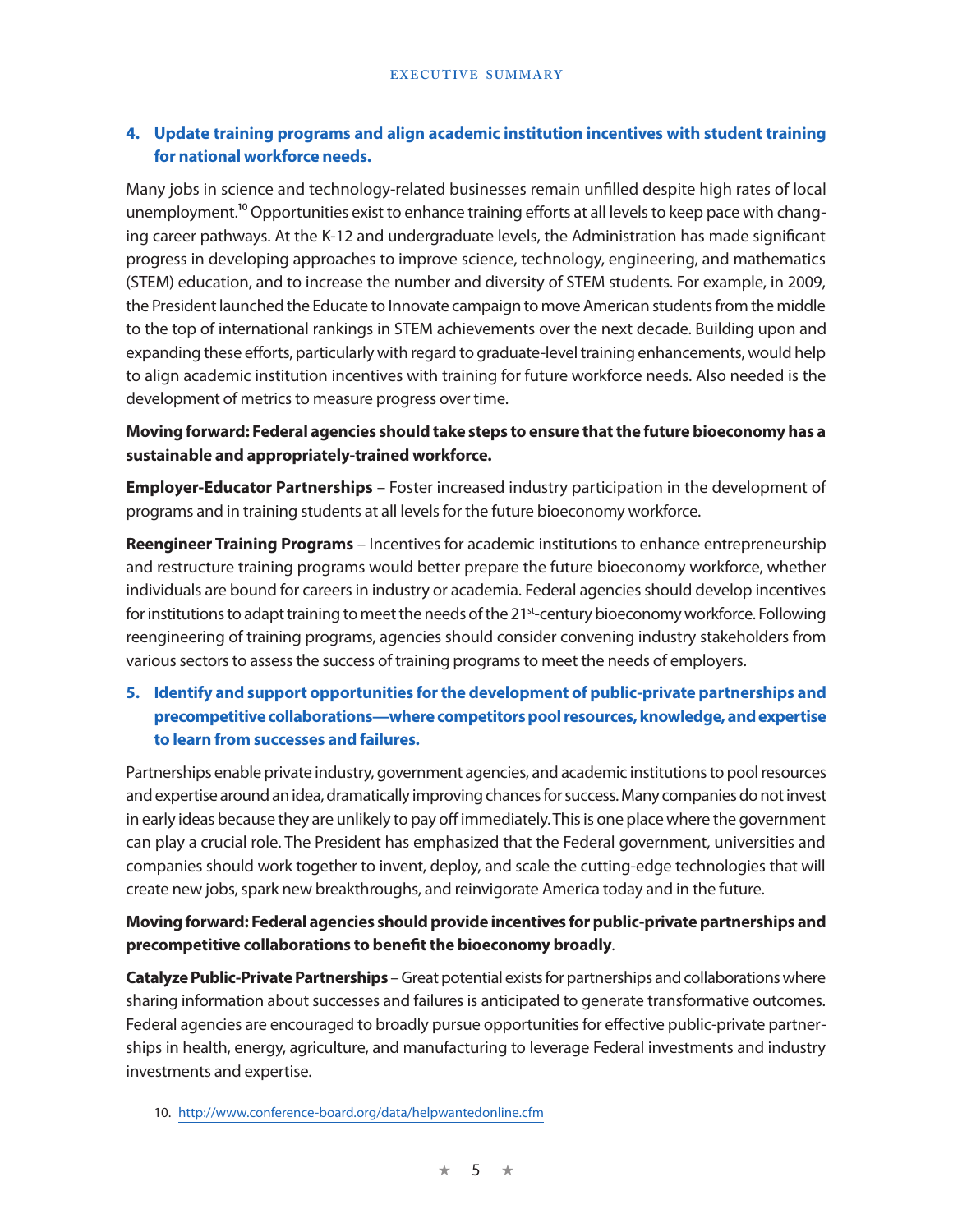### 4. Update training programs and align academic institution incentives with student training for national workforce needs.

Many jobs in science and technology-related businesses remain unfilled despite high rates of local unemployment.[10] Opportunities exist to enhance training efforts at all levels to keep pace with changing career pathways. At the K-12 and undergraduate levels, the Administration has made significant progress in developing approaches to improve science, technology, engineering, and mathematics (STEM) education, and to increase the number and diversity of STEM students. For example, in 2009, the President launched the Educate to Innovate campaign to move American students from the middle to the top of international rankings in STEM achievements over the next decade. Building upon and expanding these efforts, particularly with regard to graduate-level training enhancements, would help to align academic institution incentives with training for future workforce needs. Also needed is the development of metrics to measure progress over time.

**Moving forward: Federal agencies should take steps to ensure that the future bioeconomy has a sustainable and appropriately-trained workforce.**

**Employer-Educator Partnerships** – Foster increased industry participation in the development of programs and in training students at all levels for the future bioeconomy workforce.

**Reengineer Training Programs** – Incentives for academic institutions to enhance entrepreneurship and restructure training programs would better prepare the future bioeconomy workforce, whether individuals are bound for careers in industry or academia. Federal agencies should develop incentives for institutions to adapt training to meet the needs of the 21st-century bioeconomy workforce. Following reengineering of training programs, agencies should consider convening industry stakeholders from various sectors to assess the success of training programs to meet the needs of employers.

### 5. Identify and support opportunities for the development of public-private partnerships and precompetitive collaborations—where competitors pool resources, knowledge, and expertise to learn from successes and failures.

Partnerships enable private industry, government agencies, and academic institutions to pool resources and expertise around an idea, dramatically improving chances for success. Many companies do not invest in early ideas because they are unlikely to pay off immediately. This is one place where the government can play a crucial role. The President has emphasized that the Federal government, universities and companies should work together to invent, deploy, and scale the cutting-edge technologies that will create new jobs, spark new breakthroughs, and reinvigorate America today and in the future.

**Moving forward: Federal agencies should provide incentives for public-private partnerships and precompetitive collaborations to benefit the bioeconomy broadly**.

**Catalyze Public-Private Partnerships** – Great potential exists for partnerships and collaborations where sharing information about successes and failures is anticipated to generate transformative outcomes. Federal agencies are encouraged to broadly pursue opportunities for effective public-private partnerships in health, energy, agriculture, and manufacturing to leverage Federal investments and industry investments and expertise.

---

10. http://www.conference-board.org/data/helpwantedonline.cfm